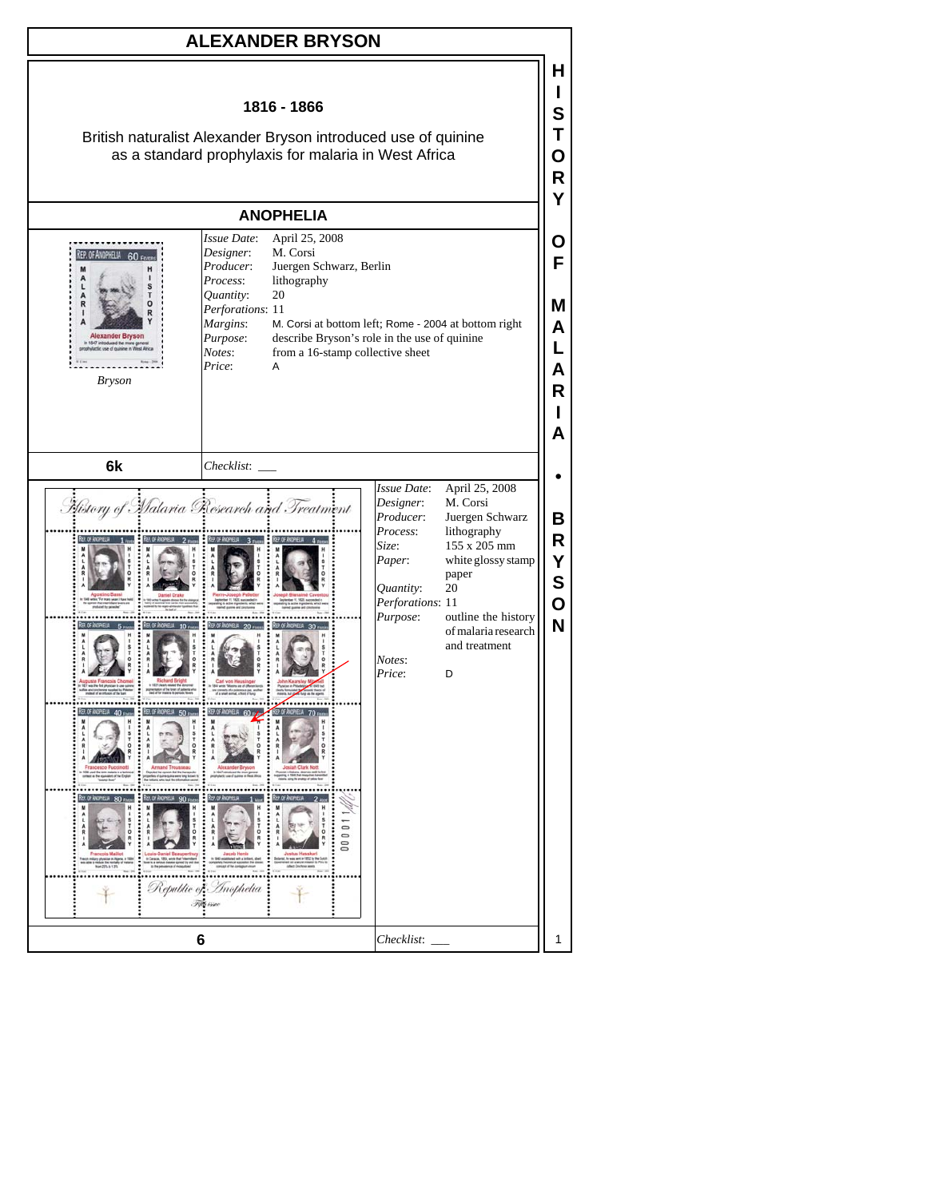# ALEXANDER BRYSON

**1816 - 1866**

British naturalist Alexander Bryson introduced use of quinine as a standard prophylaxis for malaria in West Africa

## ANOPHELIA

*Bryson*

| | |
|---|---|
| *Issue Date*: | April 25, 2008 |
| *Designer*: | M. Corsi |
| *Producer*: | Juergen Schwarz, Berlin |
| *Process*: | lithography |
| *Quantity*: | 20 |
| *Perforations*: | 11 |
| *Margins*: | M. Corsi at bottom left; Rome - 2004 at bottom right |
| *Purpose*: | describe Bryson's role in the use of quinine |
| *Notes*: | from a 16-stamp collective sheet |
| *Price*: | A |

**6k**

*Checklist*: ___

| | |
|---|---|
| *Issue Date*: | April 25, 2008 |
| *Designer*: | M. Corsi |
| *Producer*: | Juergen Schwarz |
| *Process*: | lithography |
| *Size*: | 155 x 205 mm |
| *Paper*: | white glossy stamp paper |
| *Quantity*: | 20 |
| *Perforations*: | 11 |
| *Purpose*: | outline the history of malaria research and treatment |
| *Notes*: | |
| *Price*: | D |

**6**

*Checklist*: ___

HISTORY OF MALARIA • BRYSON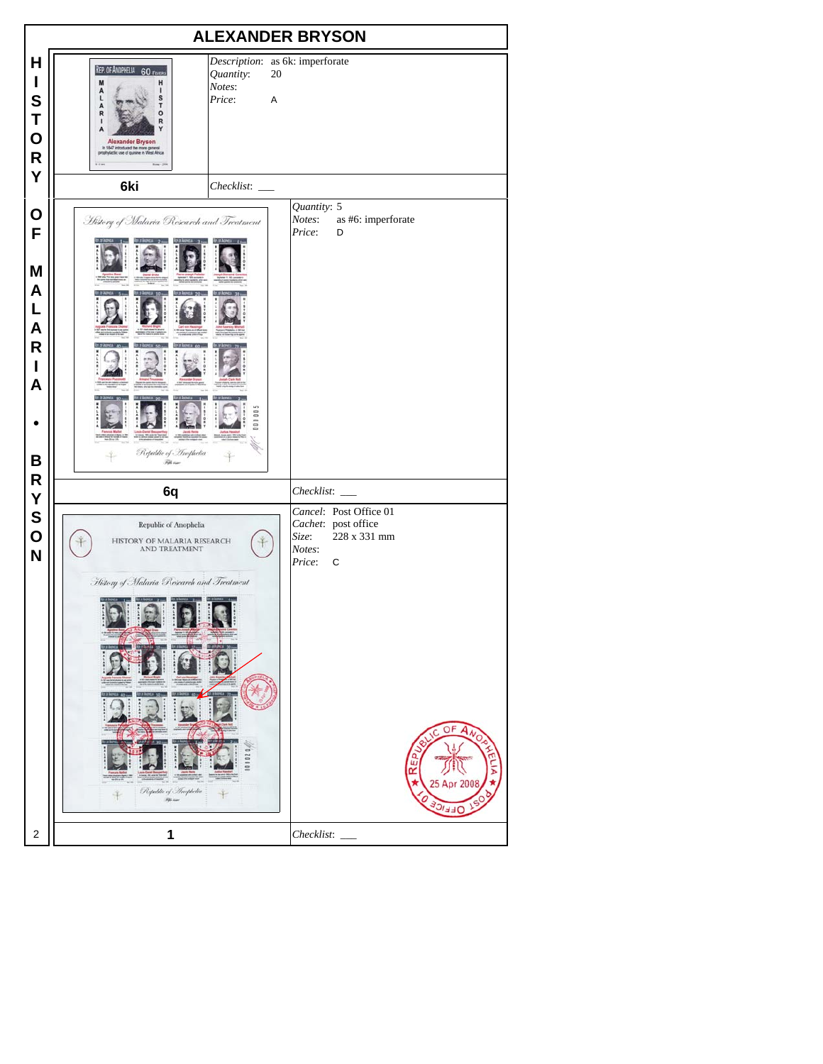# ALEXANDER BRYSON

HISTORY OF MALARIA • BRYSON

| | |
|---|---|
| **6ki** | *Description*: as 6k: imperforate<br>*Quantity*: 20<br>*Notes*:<br>*Price*: A<br><br>*Checklist*: ___ |
| **6q** | *Quantity*: 5<br>*Notes*: as #6: imperforate<br>*Price*: D<br><br>*Checklist*: ___ |
| **1** | *Cancel*: Post Office 01<br>*Cachet*: post office<br>*Size*: 228 x 331 mm<br>*Notes*:<br>*Price*: C<br><br>*Checklist*: ___ |